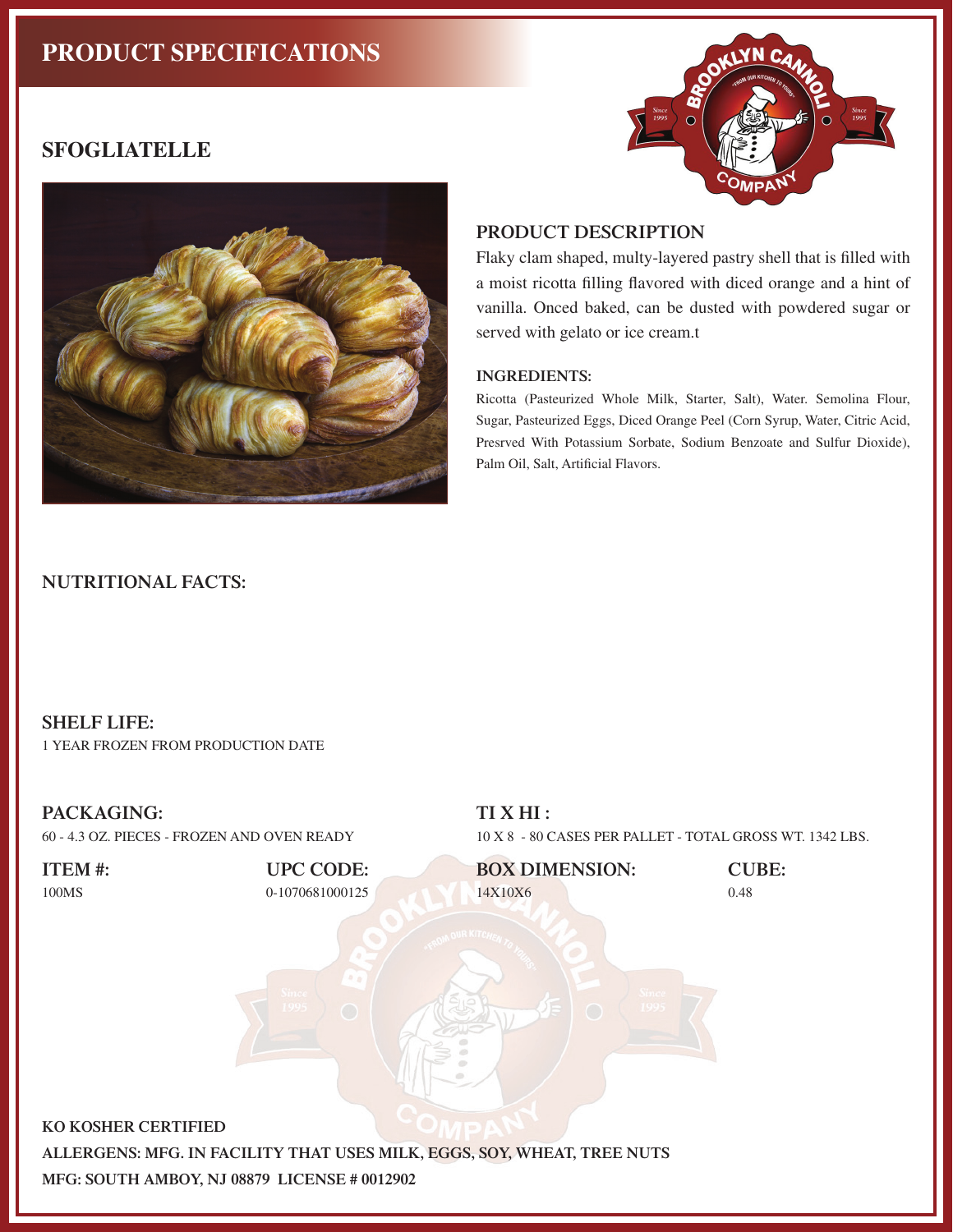# PRODUCT SPECIFICATIONS

## SFOGLIATELLE

### PRODUCT DESCRIPTION

Flaky clam shaped, multy-layered pastry shell that is filled with a moist ricotta filling flavored with diced orange and a hint of vanilla. Onced baked, can be dusted with powdered sugar or served with gelato or ice cream.t

### INGREDIENTS:

Ricotta (Pasteurized Whole Milk, Starter, Salt), Water. Semolina Flour, Sugar, Pasteurized Eggs, Diced Orange Peel (Corn Syrup, Water, Citric Acid, Presrved With Potassium Sorbate, Sodium Benzoate and Sulfur Dioxide), Palm Oil, Salt, Artificial Flavors.

### NUTRITIONAL FACTS:

### SHELF LIFE:

1 YEAR FROZEN FROM PRODUCTION DATE

### PACKAGING:

60 - 4.3 OZ. PIECES - FROZEN AND OVEN READY

### TI X HI :

10 X 8 - 80 CASES PER PALLET - TOTAL GROSS WT. 1342 LBS.

| ITEM #: | UPC CODE: | BOX DIMENSION: | CUBE: |
|---|---|---|---|
| 100MS | 0-1070681000125 | 14X10X6 | 0.48 |

**KO KOSHER CERTIFIED**

**ALLERGENS: MFG. IN FACILITY THAT USES MILK, EGGS, SOY, WHEAT, TREE NUTS**

**MFG: SOUTH AMBOY, NJ 08879 LICENSE # 0012902**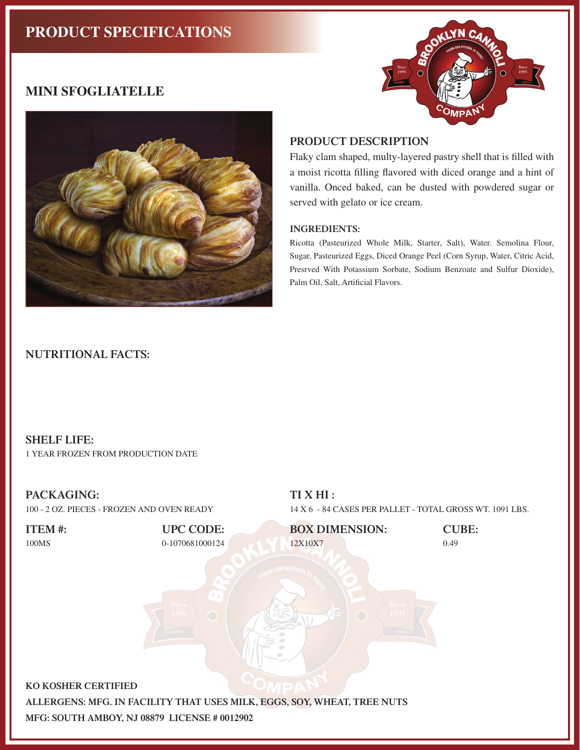# PRODUCT SPECIFICATIONS

## MINI SFOGLIATELLE

### PRODUCT DESCRIPTION

Flaky clam shaped, multy-layered pastry shell that is filled with a moist ricotta filling flavored with diced orange and a hint of vanilla. Onced baked, can be dusted with powdered sugar or served with gelato or ice cream.

#### INGREDIENTS:

Ricotta (Pasteurized Whole Milk, Starter, Salt), Water. Semolina Flour, Sugar, Pasteurized Eggs, Diced Orange Peel (Corn Syrup, Water, Citric Acid, Presrved With Potassium Sorbate, Sodium Benzoate and Sulfur Dioxide), Palm Oil, Salt, Artificial Flavors.

### NUTRITIONAL FACTS:

### SHELF LIFE:

1 YEAR FROZEN FROM PRODUCTION DATE

### PACKAGING:

100 - 2 OZ. PIECES - FROZEN AND OVEN READY

### TI X HI :

14 X 6 - 84 CASES PER PALLET - TOTAL GROSS WT. 1091 LBS.

| ITEM #: | UPC CODE: | BOX DIMENSION: | CUBE: |
|---|---|---|---|
| 100MS | 0-1070681000124 | 12X10X7 | 0.49 |

**KO KOSHER CERTIFIED**

**ALLERGENS: MFG. IN FACILITY THAT USES MILK, EGGS, SOY, WHEAT, TREE NUTS**

**MFG: SOUTH AMBOY, NJ 08879 LICENSE # 0012902**